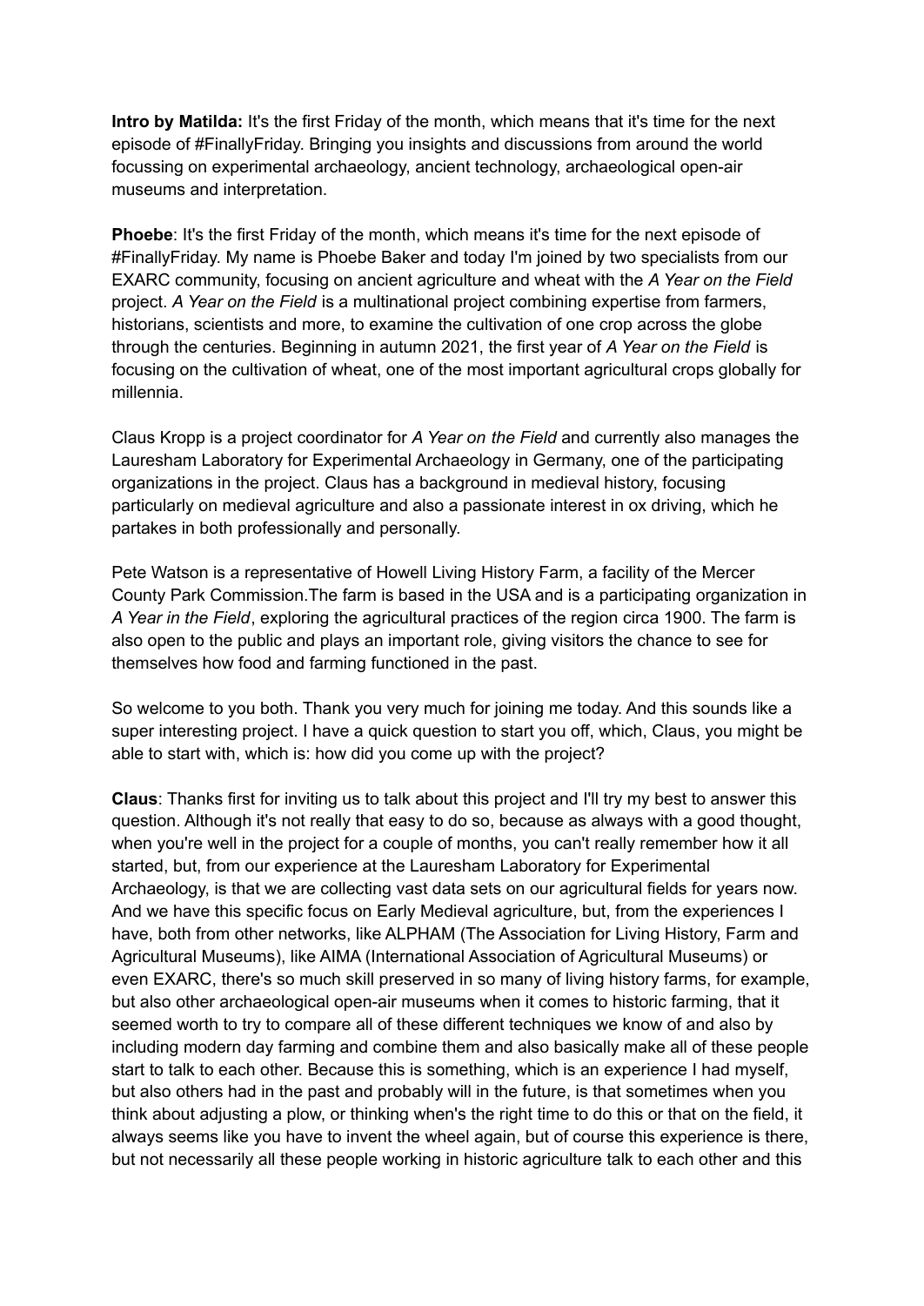**Intro by Matilda:** It's the first Friday of the month, which means that it's time for the next episode of #FinallyFriday. Bringing you insights and discussions from around the world focussing on experimental archaeology, ancient technology, archaeological open-air museums and interpretation.

**Phoebe**: It's the first Friday of the month, which means it's time for the next episode of #FinallyFriday. My name is Phoebe Baker and today I'm joined by two specialists from our EXARC community, focusing on ancient agriculture and wheat with the *A Year on the Field* project. *A Year on the Field* is a multinational project combining expertise from farmers, historians, scientists and more, to examine the cultivation of one crop across the globe through the centuries. Beginning in autumn 2021, the first year of *A Year on the Field* is focusing on the cultivation of wheat, one of the most important agricultural crops globally for millennia.

Claus Kropp is a project coordinator for *A Year on the Field* and currently also manages the Lauresham Laboratory for Experimental Archaeology in Germany, one of the participating organizations in the project. Claus has a background in medieval history, focusing particularly on medieval agriculture and also a passionate interest in ox driving, which he partakes in both professionally and personally.

Pete Watson is a representative of Howell Living History Farm, a facility of the Mercer County Park Commission.The farm is based in the USA and is a participating organization in *A Year in the Field*, exploring the agricultural practices of the region circa 1900. The farm is also open to the public and plays an important role, giving visitors the chance to see for themselves how food and farming functioned in the past.

So welcome to you both. Thank you very much for joining me today. And this sounds like a super interesting project. I have a quick question to start you off, which, Claus, you might be able to start with, which is: how did you come up with the project?

**Claus**: Thanks first for inviting us to talk about this project and I'll try my best to answer this question. Although it's not really that easy to do so, because as always with a good thought, when you're well in the project for a couple of months, you can't really remember how it all started, but, from our experience at the Lauresham Laboratory for Experimental Archaeology, is that we are collecting vast data sets on our agricultural fields for years now. And we have this specific focus on Early Medieval agriculture, but, from the experiences I have, both from other networks, like ALPHAM (The Association for Living History, Farm and Agricultural Museums), like AIMA (International Association of Agricultural Museums) or even EXARC, there's so much skill preserved in so many of living history farms, for example, but also other archaeological open-air museums when it comes to historic farming, that it seemed worth to try to compare all of these different techniques we know of and also by including modern day farming and combine them and also basically make all of these people start to talk to each other. Because this is something, which is an experience I had myself, but also others had in the past and probably will in the future, is that sometimes when you think about adjusting a plow, or thinking when's the right time to do this or that on the field, it always seems like you have to invent the wheel again, but of course this experience is there, but not necessarily all these people working in historic agriculture talk to each other and this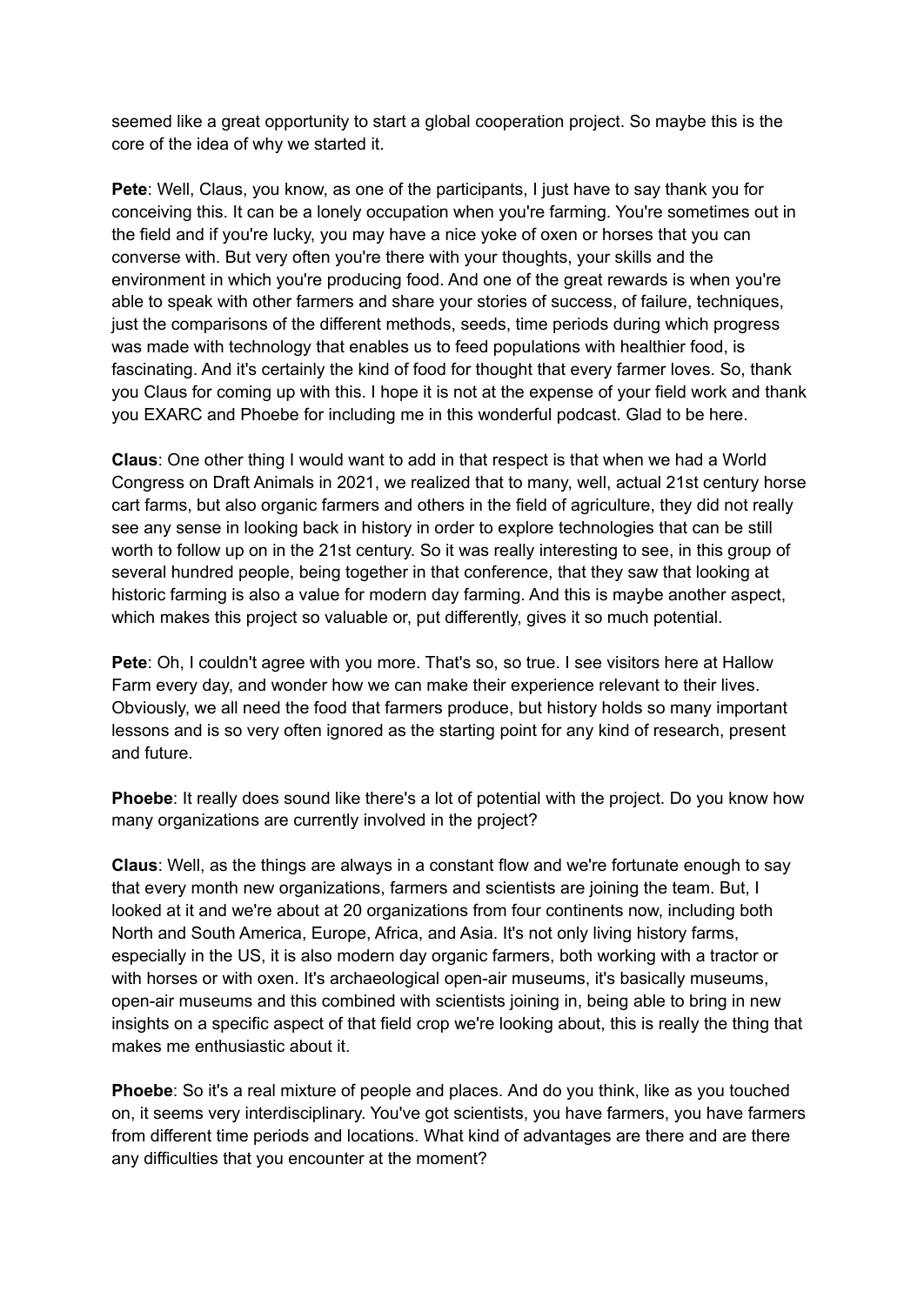seemed like a great opportunity to start a global cooperation project. So maybe this is the core of the idea of why we started it.

**Pete**: Well, Claus, you know, as one of the participants, I just have to say thank you for conceiving this. It can be a lonely occupation when you're farming. You're sometimes out in the field and if you're lucky, you may have a nice yoke of oxen or horses that you can converse with. But very often you're there with your thoughts, your skills and the environment in which you're producing food. And one of the great rewards is when you're able to speak with other farmers and share your stories of success, of failure, techniques, just the comparisons of the different methods, seeds, time periods during which progress was made with technology that enables us to feed populations with healthier food, is fascinating. And it's certainly the kind of food for thought that every farmer loves. So, thank you Claus for coming up with this. I hope it is not at the expense of your field work and thank you EXARC and Phoebe for including me in this wonderful podcast. Glad to be here.

**Claus**: One other thing I would want to add in that respect is that when we had a World Congress on Draft Animals in 2021, we realized that to many, well, actual 21st century horse cart farms, but also organic farmers and others in the field of agriculture, they did not really see any sense in looking back in history in order to explore technologies that can be still worth to follow up on in the 21st century. So it was really interesting to see, in this group of several hundred people, being together in that conference, that they saw that looking at historic farming is also a value for modern day farming. And this is maybe another aspect, which makes this project so valuable or, put differently, gives it so much potential.

**Pete**: Oh, I couldn't agree with you more. That's so, so true. I see visitors here at Hallow Farm every day, and wonder how we can make their experience relevant to their lives. Obviously, we all need the food that farmers produce, but history holds so many important lessons and is so very often ignored as the starting point for any kind of research, present and future.

**Phoebe**: It really does sound like there's a lot of potential with the project. Do you know how many organizations are currently involved in the project?

**Claus**: Well, as the things are always in a constant flow and we're fortunate enough to say that every month new organizations, farmers and scientists are joining the team. But, I looked at it and we're about at 20 organizations from four continents now, including both North and South America, Europe, Africa, and Asia. It's not only living history farms, especially in the US, it is also modern day organic farmers, both working with a tractor or with horses or with oxen. It's archaeological open-air museums, it's basically museums, open-air museums and this combined with scientists joining in, being able to bring in new insights on a specific aspect of that field crop we're looking about, this is really the thing that makes me enthusiastic about it.

**Phoebe**: So it's a real mixture of people and places. And do you think, like as you touched on, it seems very interdisciplinary. You've got scientists, you have farmers, you have farmers from different time periods and locations. What kind of advantages are there and are there any difficulties that you encounter at the moment?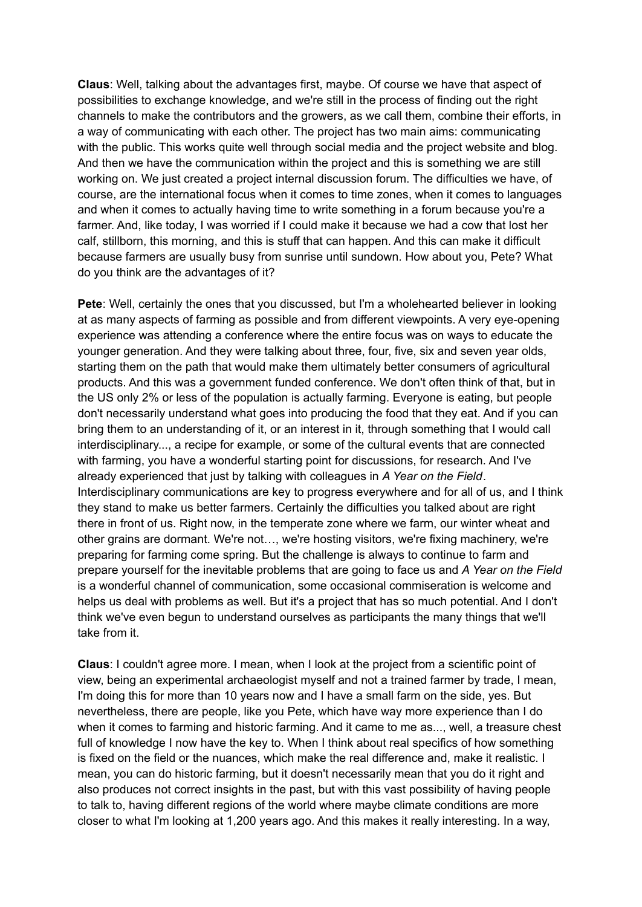**Claus**: Well, talking about the advantages first, maybe. Of course we have that aspect of possibilities to exchange knowledge, and we're still in the process of finding out the right channels to make the contributors and the growers, as we call them, combine their efforts, in a way of communicating with each other. The project has two main aims: communicating with the public. This works quite well through social media and the project website and blog. And then we have the communication within the project and this is something we are still working on. We just created a project internal discussion forum. The difficulties we have, of course, are the international focus when it comes to time zones, when it comes to languages and when it comes to actually having time to write something in a forum because you're a farmer. And, like today, I was worried if I could make it because we had a cow that lost her calf, stillborn, this morning, and this is stuff that can happen. And this can make it difficult because farmers are usually busy from sunrise until sundown. How about you, Pete? What do you think are the advantages of it?

**Pete**: Well, certainly the ones that you discussed, but I'm a wholehearted believer in looking at as many aspects of farming as possible and from different viewpoints. A very eye-opening experience was attending a conference where the entire focus was on ways to educate the younger generation. And they were talking about three, four, five, six and seven year olds, starting them on the path that would make them ultimately better consumers of agricultural products. And this was a government funded conference. We don't often think of that, but in the US only 2% or less of the population is actually farming. Everyone is eating, but people don't necessarily understand what goes into producing the food that they eat. And if you can bring them to an understanding of it, or an interest in it, through something that I would call interdisciplinary..., a recipe for example, or some of the cultural events that are connected with farming, you have a wonderful starting point for discussions, for research. And I've already experienced that just by talking with colleagues in *A Year on the Field*. Interdisciplinary communications are key to progress everywhere and for all of us, and I think they stand to make us better farmers. Certainly the difficulties you talked about are right there in front of us. Right now, in the temperate zone where we farm, our winter wheat and other grains are dormant. We're not…, we're hosting visitors, we're fixing machinery, we're preparing for farming come spring. But the challenge is always to continue to farm and prepare yourself for the inevitable problems that are going to face us and *A Year on the Field* is a wonderful channel of communication, some occasional commiseration is welcome and helps us deal with problems as well. But it's a project that has so much potential. And I don't think we've even begun to understand ourselves as participants the many things that we'll take from it.

**Claus**: I couldn't agree more. I mean, when I look at the project from a scientific point of view, being an experimental archaeologist myself and not a trained farmer by trade, I mean, I'm doing this for more than 10 years now and I have a small farm on the side, yes. But nevertheless, there are people, like you Pete, which have way more experience than I do when it comes to farming and historic farming. And it came to me as..., well, a treasure chest full of knowledge I now have the key to. When I think about real specifics of how something is fixed on the field or the nuances, which make the real difference and, make it realistic. I mean, you can do historic farming, but it doesn't necessarily mean that you do it right and also produces not correct insights in the past, but with this vast possibility of having people to talk to, having different regions of the world where maybe climate conditions are more closer to what I'm looking at 1,200 years ago. And this makes it really interesting. In a way,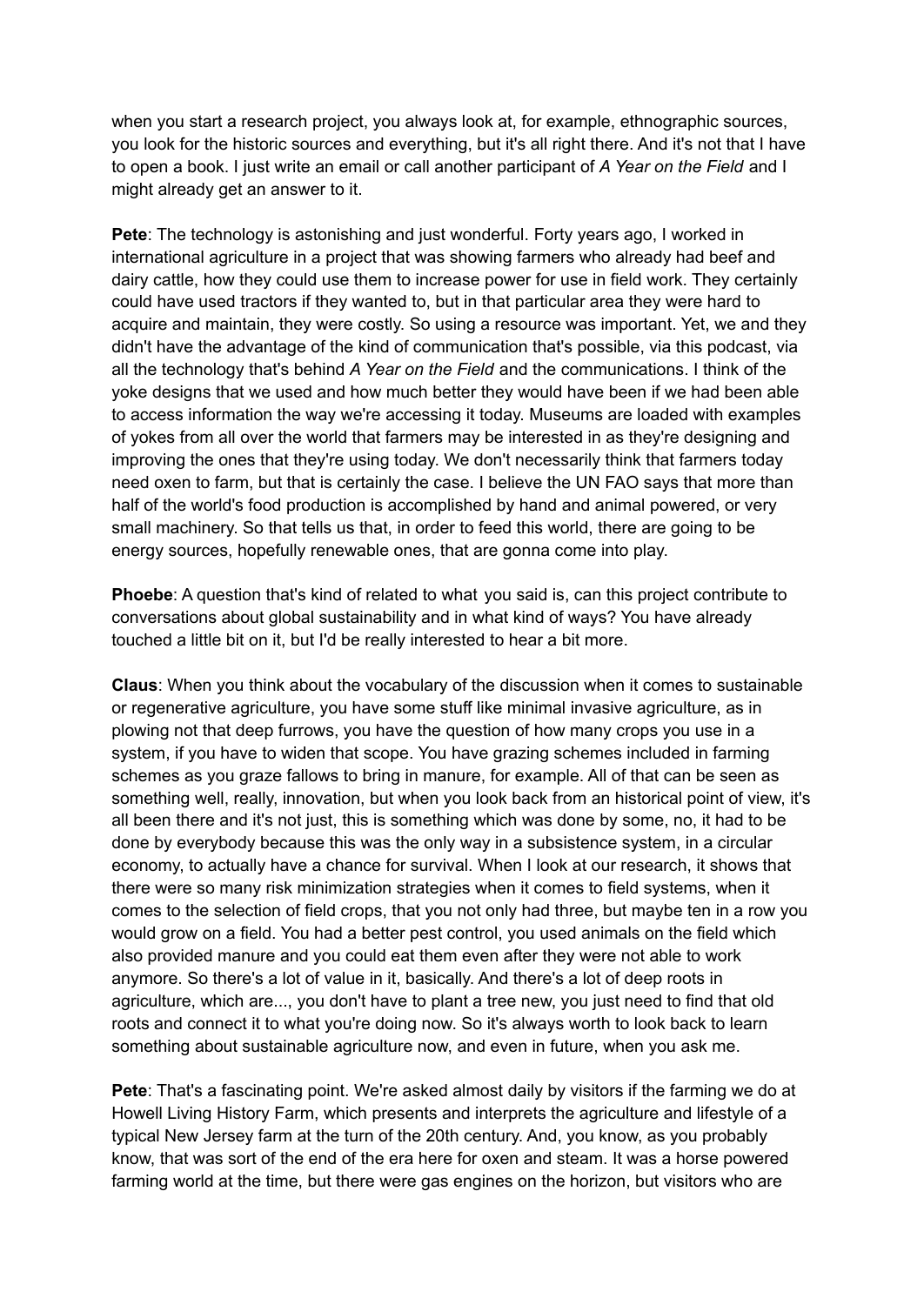when you start a research project, you always look at, for example, ethnographic sources, you look for the historic sources and everything, but it's all right there. And it's not that I have to open a book. I just write an email or call another participant of *A Year on the Field* and I might already get an answer to it.

**Pete**: The technology is astonishing and just wonderful. Forty years ago, I worked in international agriculture in a project that was showing farmers who already had beef and dairy cattle, how they could use them to increase power for use in field work. They certainly could have used tractors if they wanted to, but in that particular area they were hard to acquire and maintain, they were costly. So using a resource was important. Yet, we and they didn't have the advantage of the kind of communication that's possible, via this podcast, via all the technology that's behind *A Year on the Field* and the communications. I think of the yoke designs that we used and how much better they would have been if we had been able to access information the way we're accessing it today. Museums are loaded with examples of yokes from all over the world that farmers may be interested in as they're designing and improving the ones that they're using today. We don't necessarily think that farmers today need oxen to farm, but that is certainly the case. I believe the UN FAO says that more than half of the world's food production is accomplished by hand and animal powered, or very small machinery. So that tells us that, in order to feed this world, there are going to be energy sources, hopefully renewable ones, that are gonna come into play.

**Phoebe**: A question that's kind of related to what you said is, can this project contribute to conversations about global sustainability and in what kind of ways? You have already touched a little bit on it, but I'd be really interested to hear a bit more.

**Claus**: When you think about the vocabulary of the discussion when it comes to sustainable or regenerative agriculture, you have some stuff like minimal invasive agriculture, as in plowing not that deep furrows, you have the question of how many crops you use in a system, if you have to widen that scope. You have grazing schemes included in farming schemes as you graze fallows to bring in manure, for example. All of that can be seen as something well, really, innovation, but when you look back from an historical point of view, it's all been there and it's not just, this is something which was done by some, no, it had to be done by everybody because this was the only way in a subsistence system, in a circular economy, to actually have a chance for survival. When I look at our research, it shows that there were so many risk minimization strategies when it comes to field systems, when it comes to the selection of field crops, that you not only had three, but maybe ten in a row you would grow on a field. You had a better pest control, you used animals on the field which also provided manure and you could eat them even after they were not able to work anymore. So there's a lot of value in it, basically. And there's a lot of deep roots in agriculture, which are..., you don't have to plant a tree new, you just need to find that old roots and connect it to what you're doing now. So it's always worth to look back to learn something about sustainable agriculture now, and even in future, when you ask me.

**Pete**: That's a fascinating point. We're asked almost daily by visitors if the farming we do at Howell Living History Farm, which presents and interprets the agriculture and lifestyle of a typical New Jersey farm at the turn of the 20th century. And, you know, as you probably know, that was sort of the end of the era here for oxen and steam. It was a horse powered farming world at the time, but there were gas engines on the horizon, but visitors who are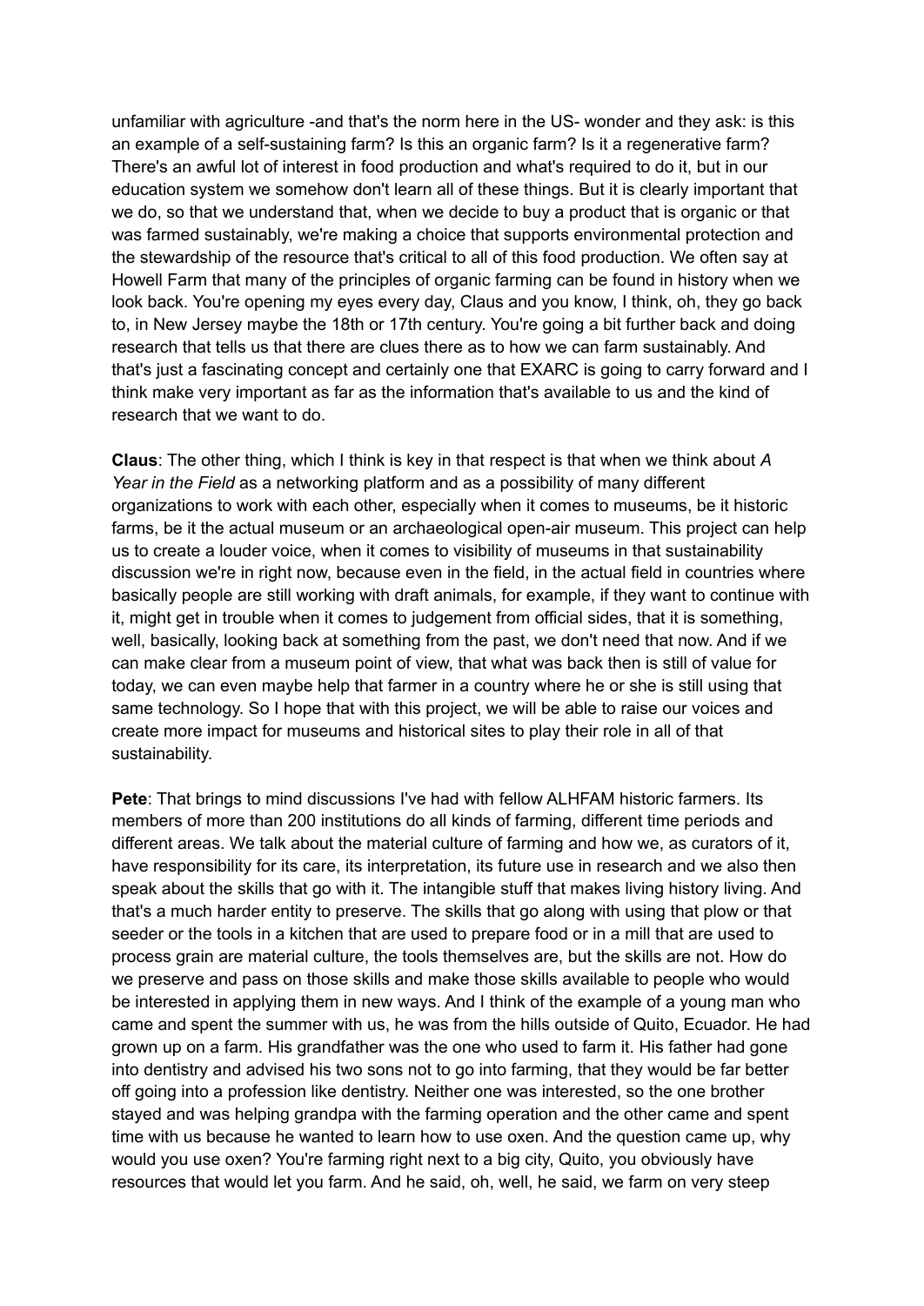unfamiliar with agriculture -and that's the norm here in the US- wonder and they ask: is this an example of a self-sustaining farm? Is this an organic farm? Is it a regenerative farm? There's an awful lot of interest in food production and what's required to do it, but in our education system we somehow don't learn all of these things. But it is clearly important that we do, so that we understand that, when we decide to buy a product that is organic or that was farmed sustainably, we're making a choice that supports environmental protection and the stewardship of the resource that's critical to all of this food production. We often say at Howell Farm that many of the principles of organic farming can be found in history when we look back. You're opening my eyes every day, Claus and you know, I think, oh, they go back to, in New Jersey maybe the 18th or 17th century. You're going a bit further back and doing research that tells us that there are clues there as to how we can farm sustainably. And that's just a fascinating concept and certainly one that EXARC is going to carry forward and I think make very important as far as the information that's available to us and the kind of research that we want to do.

**Claus**: The other thing, which I think is key in that respect is that when we think about *A Year in the Field* as a networking platform and as a possibility of many different organizations to work with each other, especially when it comes to museums, be it historic farms, be it the actual museum or an archaeological open-air museum. This project can help us to create a louder voice, when it comes to visibility of museums in that sustainability discussion we're in right now, because even in the field, in the actual field in countries where basically people are still working with draft animals, for example, if they want to continue with it, might get in trouble when it comes to judgement from official sides, that it is something, well, basically, looking back at something from the past, we don't need that now. And if we can make clear from a museum point of view, that what was back then is still of value for today, we can even maybe help that farmer in a country where he or she is still using that same technology. So I hope that with this project, we will be able to raise our voices and create more impact for museums and historical sites to play their role in all of that sustainability.

**Pete**: That brings to mind discussions I've had with fellow ALHFAM historic farmers. Its members of more than 200 institutions do all kinds of farming, different time periods and different areas. We talk about the material culture of farming and how we, as curators of it, have responsibility for its care, its interpretation, its future use in research and we also then speak about the skills that go with it. The intangible stuff that makes living history living. And that's a much harder entity to preserve. The skills that go along with using that plow or that seeder or the tools in a kitchen that are used to prepare food or in a mill that are used to process grain are material culture, the tools themselves are, but the skills are not. How do we preserve and pass on those skills and make those skills available to people who would be interested in applying them in new ways. And I think of the example of a young man who came and spent the summer with us, he was from the hills outside of Quito, Ecuador. He had grown up on a farm. His grandfather was the one who used to farm it. His father had gone into dentistry and advised his two sons not to go into farming, that they would be far better off going into a profession like dentistry. Neither one was interested, so the one brother stayed and was helping grandpa with the farming operation and the other came and spent time with us because he wanted to learn how to use oxen. And the question came up, why would you use oxen? You're farming right next to a big city, Quito, you obviously have resources that would let you farm. And he said, oh, well, he said, we farm on very steep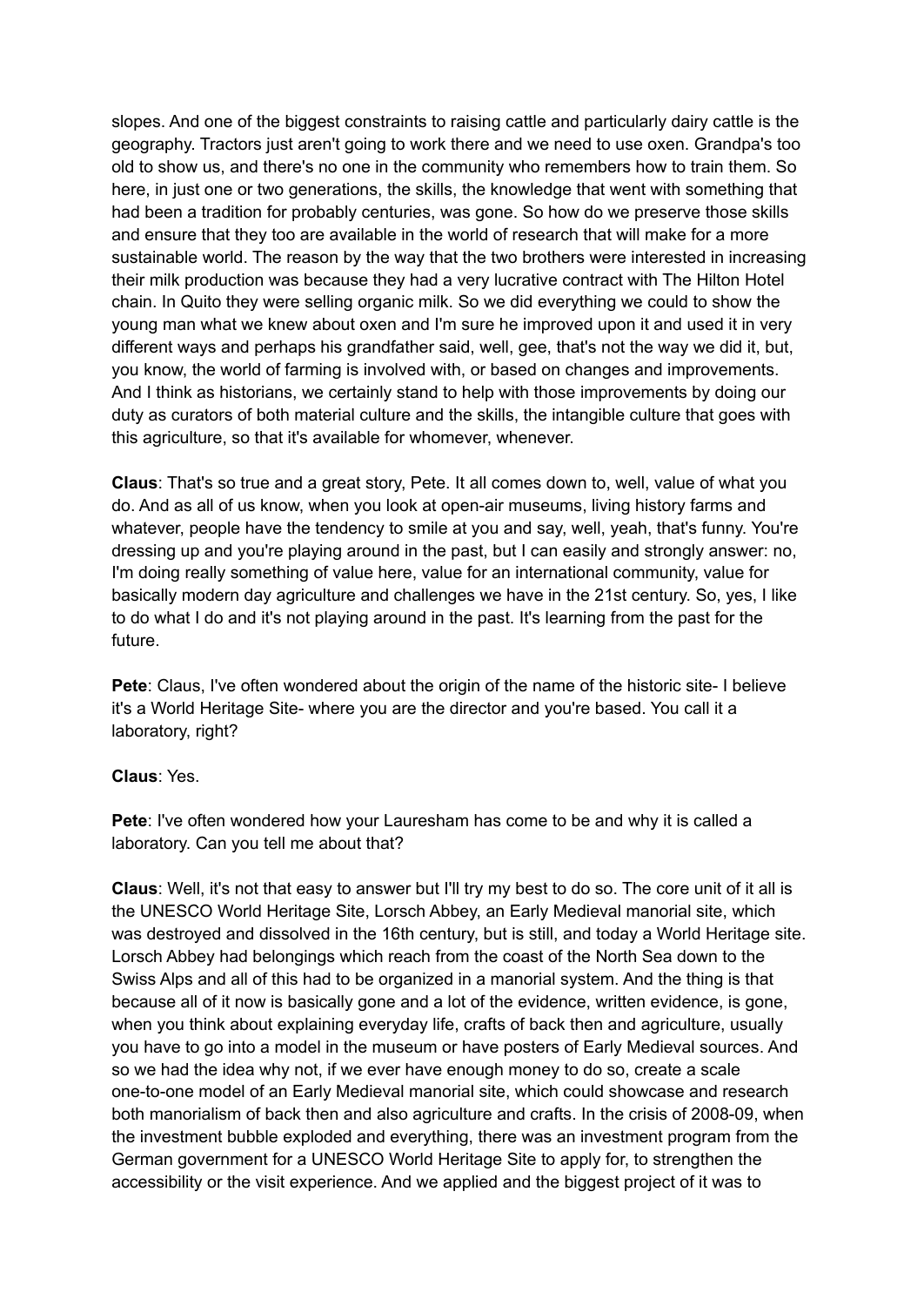slopes. And one of the biggest constraints to raising cattle and particularly dairy cattle is the geography. Tractors just aren't going to work there and we need to use oxen. Grandpa's too old to show us, and there's no one in the community who remembers how to train them. So here, in just one or two generations, the skills, the knowledge that went with something that had been a tradition for probably centuries, was gone. So how do we preserve those skills and ensure that they too are available in the world of research that will make for a more sustainable world. The reason by the way that the two brothers were interested in increasing their milk production was because they had a very lucrative contract with The Hilton Hotel chain. In Quito they were selling organic milk. So we did everything we could to show the young man what we knew about oxen and I'm sure he improved upon it and used it in very different ways and perhaps his grandfather said, well, gee, that's not the way we did it, but, you know, the world of farming is involved with, or based on changes and improvements. And I think as historians, we certainly stand to help with those improvements by doing our duty as curators of both material culture and the skills, the intangible culture that goes with this agriculture, so that it's available for whomever, whenever.

**Claus**: That's so true and a great story, Pete. It all comes down to, well, value of what you do. And as all of us know, when you look at open-air museums, living history farms and whatever, people have the tendency to smile at you and say, well, yeah, that's funny. You're dressing up and you're playing around in the past, but I can easily and strongly answer: no, I'm doing really something of value here, value for an international community, value for basically modern day agriculture and challenges we have in the 21st century. So, yes, I like to do what I do and it's not playing around in the past. It's learning from the past for the future.

**Pete**: Claus, I've often wondered about the origin of the name of the historic site- I believe it's a World Heritage Site- where you are the director and you're based. You call it a laboratory, right?

**Claus**: Yes.

**Pete**: I've often wondered how your Lauresham has come to be and why it is called a laboratory. Can you tell me about that?

**Claus**: Well, it's not that easy to answer but I'll try my best to do so. The core unit of it all is the UNESCO World Heritage Site, Lorsch Abbey, an Early Medieval manorial site, which was destroyed and dissolved in the 16th century, but is still, and today a World Heritage site. Lorsch Abbey had belongings which reach from the coast of the North Sea down to the Swiss Alps and all of this had to be organized in a manorial system. And the thing is that because all of it now is basically gone and a lot of the evidence, written evidence, is gone, when you think about explaining everyday life, crafts of back then and agriculture, usually you have to go into a model in the museum or have posters of Early Medieval sources. And so we had the idea why not, if we ever have enough money to do so, create a scale one-to-one model of an Early Medieval manorial site, which could showcase and research both manorialism of back then and also agriculture and crafts. In the crisis of 2008-09, when the investment bubble exploded and everything, there was an investment program from the German government for a UNESCO World Heritage Site to apply for, to strengthen the accessibility or the visit experience. And we applied and the biggest project of it was to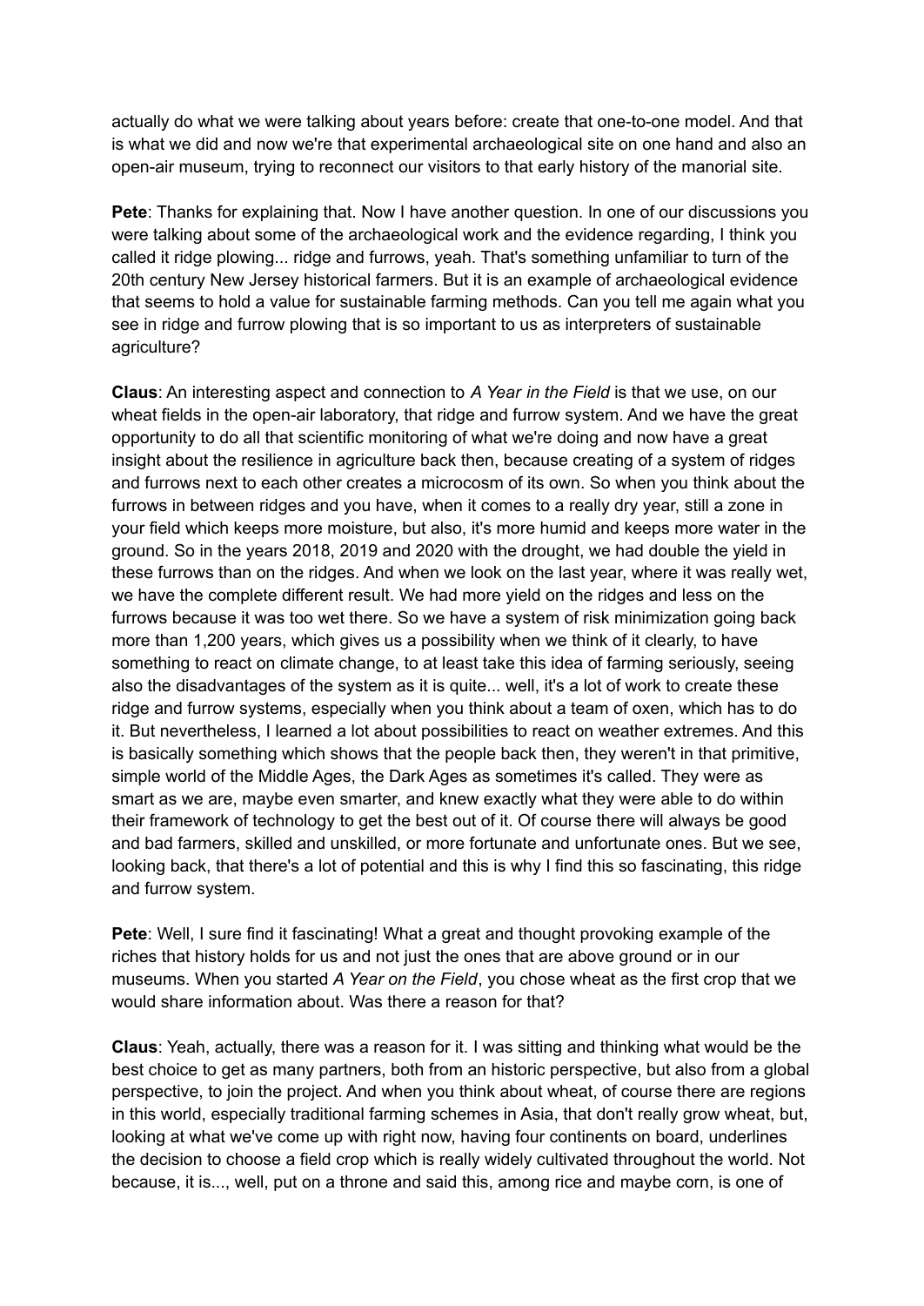actually do what we were talking about years before: create that one-to-one model. And that is what we did and now we're that experimental archaeological site on one hand and also an open-air museum, trying to reconnect our visitors to that early history of the manorial site.

**Pete**: Thanks for explaining that. Now I have another question. In one of our discussions you were talking about some of the archaeological work and the evidence regarding, I think you called it ridge plowing... ridge and furrows, yeah. That's something unfamiliar to turn of the 20th century New Jersey historical farmers. But it is an example of archaeological evidence that seems to hold a value for sustainable farming methods. Can you tell me again what you see in ridge and furrow plowing that is so important to us as interpreters of sustainable agriculture?

**Claus**: An interesting aspect and connection to *A Year in the Field* is that we use, on our wheat fields in the open-air laboratory, that ridge and furrow system. And we have the great opportunity to do all that scientific monitoring of what we're doing and now have a great insight about the resilience in agriculture back then, because creating of a system of ridges and furrows next to each other creates a microcosm of its own. So when you think about the furrows in between ridges and you have, when it comes to a really dry year, still a zone in your field which keeps more moisture, but also, it's more humid and keeps more water in the ground. So in the years 2018, 2019 and 2020 with the drought, we had double the yield in these furrows than on the ridges. And when we look on the last year, where it was really wet, we have the complete different result. We had more yield on the ridges and less on the furrows because it was too wet there. So we have a system of risk minimization going back more than 1,200 years, which gives us a possibility when we think of it clearly, to have something to react on climate change, to at least take this idea of farming seriously, seeing also the disadvantages of the system as it is quite... well, it's a lot of work to create these ridge and furrow systems, especially when you think about a team of oxen, which has to do it. But nevertheless, I learned a lot about possibilities to react on weather extremes. And this is basically something which shows that the people back then, they weren't in that primitive, simple world of the Middle Ages, the Dark Ages as sometimes it's called. They were as smart as we are, maybe even smarter, and knew exactly what they were able to do within their framework of technology to get the best out of it. Of course there will always be good and bad farmers, skilled and unskilled, or more fortunate and unfortunate ones. But we see, looking back, that there's a lot of potential and this is why I find this so fascinating, this ridge and furrow system.

**Pete**: Well, I sure find it fascinating! What a great and thought provoking example of the riches that history holds for us and not just the ones that are above ground or in our museums. When you started *A Year on the Field*, you chose wheat as the first crop that we would share information about. Was there a reason for that?

**Claus**: Yeah, actually, there was a reason for it. I was sitting and thinking what would be the best choice to get as many partners, both from an historic perspective, but also from a global perspective, to join the project. And when you think about wheat, of course there are regions in this world, especially traditional farming schemes in Asia, that don't really grow wheat, but, looking at what we've come up with right now, having four continents on board, underlines the decision to choose a field crop which is really widely cultivated throughout the world. Not because, it is..., well, put on a throne and said this, among rice and maybe corn, is one of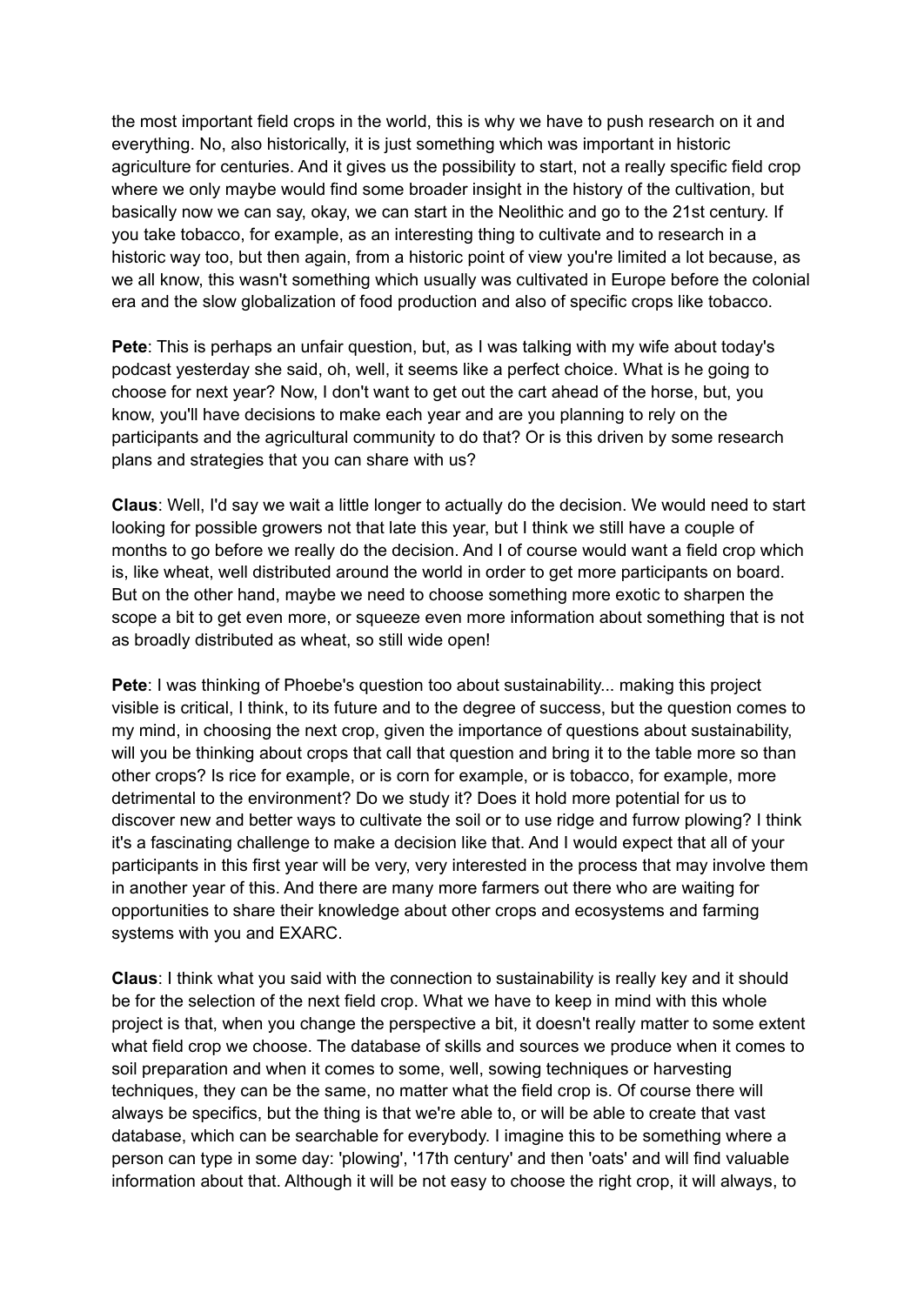the most important field crops in the world, this is why we have to push research on it and everything. No, also historically, it is just something which was important in historic agriculture for centuries. And it gives us the possibility to start, not a really specific field crop where we only maybe would find some broader insight in the history of the cultivation, but basically now we can say, okay, we can start in the Neolithic and go to the 21st century. If you take tobacco, for example, as an interesting thing to cultivate and to research in a historic way too, but then again, from a historic point of view you're limited a lot because, as we all know, this wasn't something which usually was cultivated in Europe before the colonial era and the slow globalization of food production and also of specific crops like tobacco.

**Pete**: This is perhaps an unfair question, but, as I was talking with my wife about today's podcast yesterday she said, oh, well, it seems like a perfect choice. What is he going to choose for next year? Now, I don't want to get out the cart ahead of the horse, but, you know, you'll have decisions to make each year and are you planning to rely on the participants and the agricultural community to do that? Or is this driven by some research plans and strategies that you can share with us?

**Claus**: Well, I'd say we wait a little longer to actually do the decision. We would need to start looking for possible growers not that late this year, but I think we still have a couple of months to go before we really do the decision. And I of course would want a field crop which is, like wheat, well distributed around the world in order to get more participants on board. But on the other hand, maybe we need to choose something more exotic to sharpen the scope a bit to get even more, or squeeze even more information about something that is not as broadly distributed as wheat, so still wide open!

**Pete**: I was thinking of Phoebe's question too about sustainability... making this project visible is critical, I think, to its future and to the degree of success, but the question comes to my mind, in choosing the next crop, given the importance of questions about sustainability, will you be thinking about crops that call that question and bring it to the table more so than other crops? Is rice for example, or is corn for example, or is tobacco, for example, more detrimental to the environment? Do we study it? Does it hold more potential for us to discover new and better ways to cultivate the soil or to use ridge and furrow plowing? I think it's a fascinating challenge to make a decision like that. And I would expect that all of your participants in this first year will be very, very interested in the process that may involve them in another year of this. And there are many more farmers out there who are waiting for opportunities to share their knowledge about other crops and ecosystems and farming systems with you and EXARC.

**Claus**: I think what you said with the connection to sustainability is really key and it should be for the selection of the next field crop. What we have to keep in mind with this whole project is that, when you change the perspective a bit, it doesn't really matter to some extent what field crop we choose. The database of skills and sources we produce when it comes to soil preparation and when it comes to some, well, sowing techniques or harvesting techniques, they can be the same, no matter what the field crop is. Of course there will always be specifics, but the thing is that we're able to, or will be able to create that vast database, which can be searchable for everybody. I imagine this to be something where a person can type in some day: 'plowing', '17th century' and then 'oats' and will find valuable information about that. Although it will be not easy to choose the right crop, it will always, to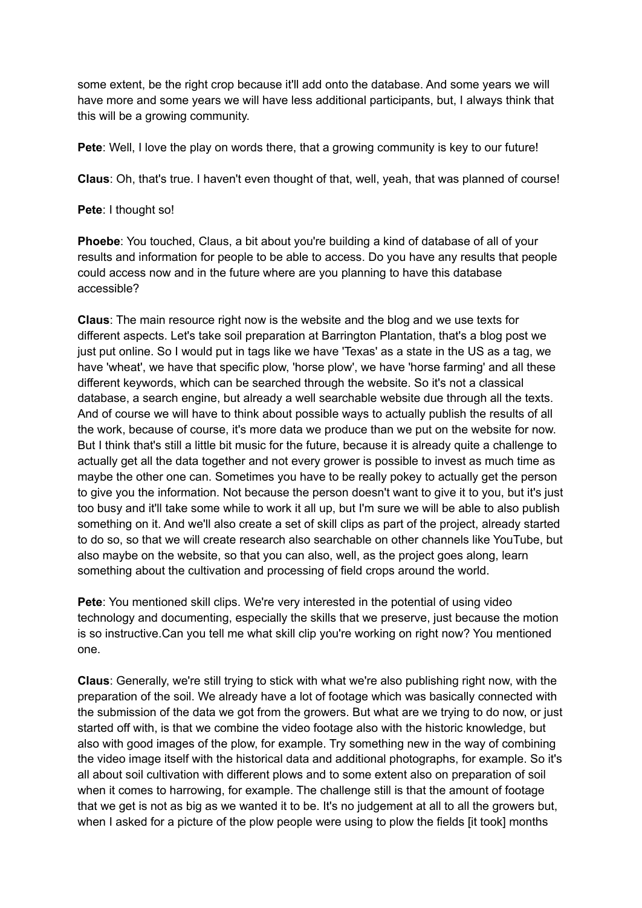some extent, be the right crop because it'll add onto the database. And some years we will have more and some years we will have less additional participants, but, I always think that this will be a growing community.

**Pete**: Well, I love the play on words there, that a growing community is key to our future!

**Claus**: Oh, that's true. I haven't even thought of that, well, yeah, that was planned of course!

**Pete**: I thought so!

**Phoebe**: You touched, Claus, a bit about you're building a kind of database of all of your results and information for people to be able to access. Do you have any results that people could access now and in the future where are you planning to have this database accessible?

**Claus**: The main resource right now is the website and the blog and we use texts for different aspects. Let's take soil preparation at Barrington Plantation, that's a blog post we just put online. So I would put in tags like we have 'Texas' as a state in the US as a tag, we have 'wheat', we have that specific plow, 'horse plow', we have 'horse farming' and all these different keywords, which can be searched through the website. So it's not a classical database, a search engine, but already a well searchable website due through all the texts. And of course we will have to think about possible ways to actually publish the results of all the work, because of course, it's more data we produce than we put on the website for now. But I think that's still a little bit music for the future, because it is already quite a challenge to actually get all the data together and not every grower is possible to invest as much time as maybe the other one can. Sometimes you have to be really pokey to actually get the person to give you the information. Not because the person doesn't want to give it to you, but it's just too busy and it'll take some while to work it all up, but I'm sure we will be able to also publish something on it. And we'll also create a set of skill clips as part of the project, already started to do so, so that we will create research also searchable on other channels like YouTube, but also maybe on the website, so that you can also, well, as the project goes along, learn something about the cultivation and processing of field crops around the world.

**Pete**: You mentioned skill clips. We're very interested in the potential of using video technology and documenting, especially the skills that we preserve, just because the motion is so instructive.Can you tell me what skill clip you're working on right now? You mentioned one.

**Claus**: Generally, we're still trying to stick with what we're also publishing right now, with the preparation of the soil. We already have a lot of footage which was basically connected with the submission of the data we got from the growers. But what are we trying to do now, or just started off with, is that we combine the video footage also with the historic knowledge, but also with good images of the plow, for example. Try something new in the way of combining the video image itself with the historical data and additional photographs, for example. So it's all about soil cultivation with different plows and to some extent also on preparation of soil when it comes to harrowing, for example. The challenge still is that the amount of footage that we get is not as big as we wanted it to be. It's no judgement at all to all the growers but, when I asked for a picture of the plow people were using to plow the fields [it took] months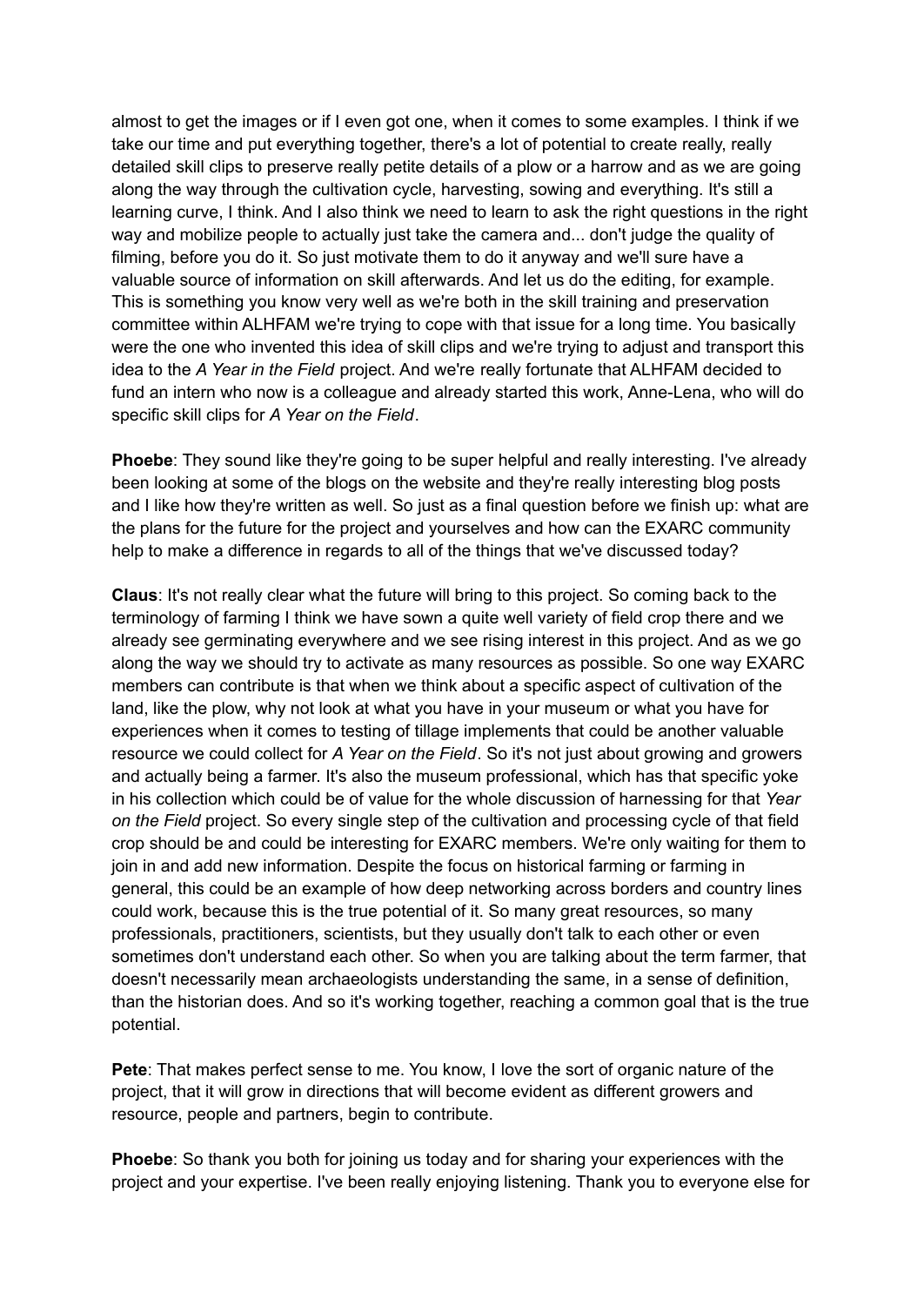almost to get the images or if I even got one, when it comes to some examples. I think if we take our time and put everything together, there's a lot of potential to create really, really detailed skill clips to preserve really petite details of a plow or a harrow and as we are going along the way through the cultivation cycle, harvesting, sowing and everything. It's still a learning curve, I think. And I also think we need to learn to ask the right questions in the right way and mobilize people to actually just take the camera and... don't judge the quality of filming, before you do it. So just motivate them to do it anyway and we'll sure have a valuable source of information on skill afterwards. And let us do the editing, for example. This is something you know very well as we're both in the skill training and preservation committee within ALHFAM we're trying to cope with that issue for a long time. You basically were the one who invented this idea of skill clips and we're trying to adjust and transport this idea to the *A Year in the Field* project. And we're really fortunate that ALHFAM decided to fund an intern who now is a colleague and already started this work, Anne-Lena, who will do specific skill clips for *A Year on the Field*.

**Phoebe**: They sound like they're going to be super helpful and really interesting. I've already been looking at some of the blogs on the website and they're really interesting blog posts and I like how they're written as well. So just as a final question before we finish up: what are the plans for the future for the project and yourselves and how can the EXARC community help to make a difference in regards to all of the things that we've discussed today?

**Claus**: It's not really clear what the future will bring to this project. So coming back to the terminology of farming I think we have sown a quite well variety of field crop there and we already see germinating everywhere and we see rising interest in this project. And as we go along the way we should try to activate as many resources as possible. So one way EXARC members can contribute is that when we think about a specific aspect of cultivation of the land, like the plow, why not look at what you have in your museum or what you have for experiences when it comes to testing of tillage implements that could be another valuable resource we could collect for *A Year on the Field*. So it's not just about growing and growers and actually being a farmer. It's also the museum professional, which has that specific yoke in his collection which could be of value for the whole discussion of harnessing for that *Year on the Field* project. So every single step of the cultivation and processing cycle of that field crop should be and could be interesting for EXARC members. We're only waiting for them to join in and add new information. Despite the focus on historical farming or farming in general, this could be an example of how deep networking across borders and country lines could work, because this is the true potential of it. So many great resources, so many professionals, practitioners, scientists, but they usually don't talk to each other or even sometimes don't understand each other. So when you are talking about the term farmer, that doesn't necessarily mean archaeologists understanding the same, in a sense of definition, than the historian does. And so it's working together, reaching a common goal that is the true potential.

**Pete**: That makes perfect sense to me. You know, I love the sort of organic nature of the project, that it will grow in directions that will become evident as different growers and resource, people and partners, begin to contribute.

**Phoebe**: So thank you both for joining us today and for sharing your experiences with the project and your expertise. I've been really enjoying listening. Thank you to everyone else for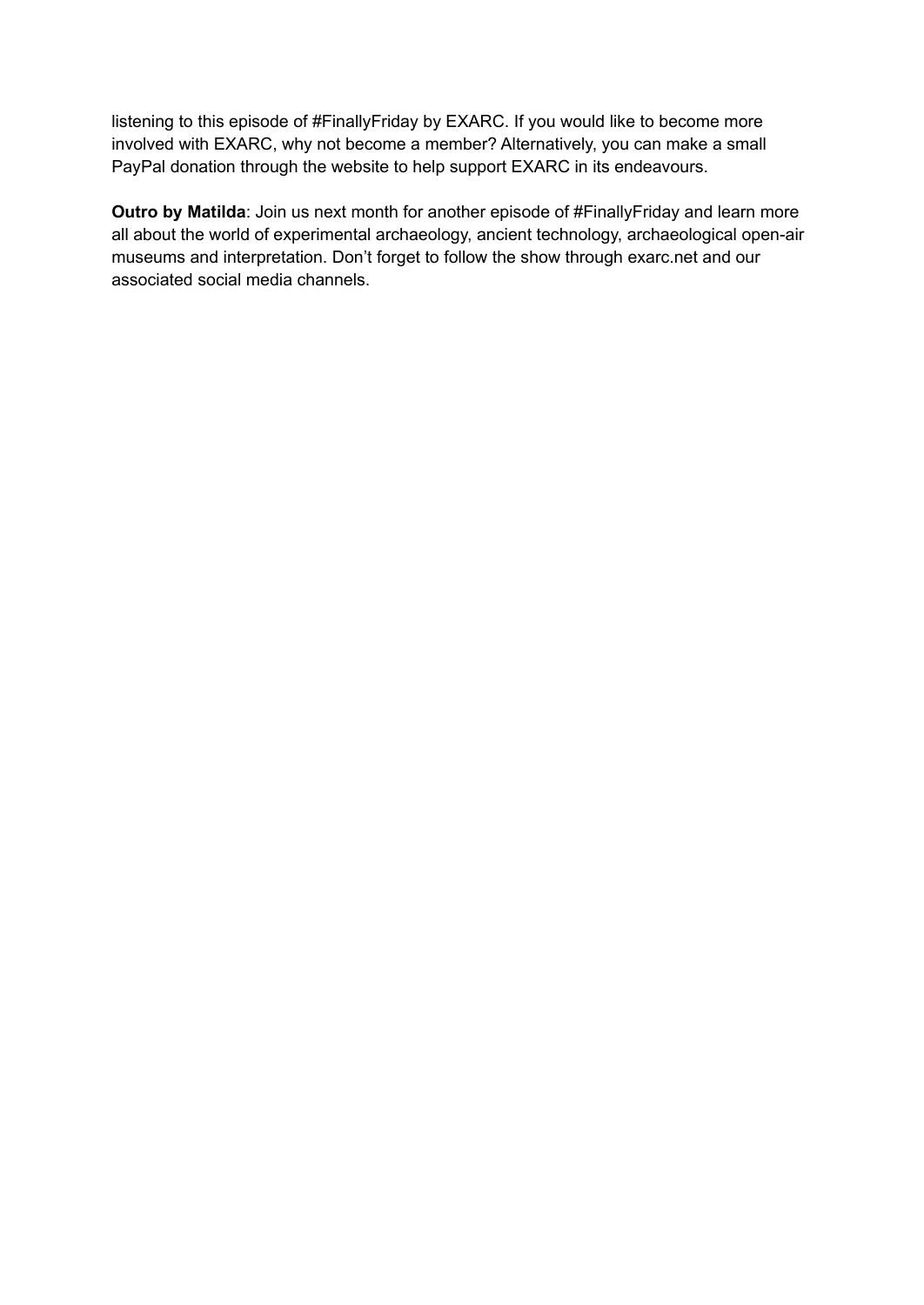listening to this episode of #FinallyFriday by EXARC. If you would like to become more involved with EXARC, why not become a member? Alternatively, you can make a small PayPal donation through the website to help support EXARC in its endeavours.

**Outro by Matilda**: Join us next month for another episode of #FinallyFriday and learn more all about the world of experimental archaeology, ancient technology, archaeological open-air museums and interpretation. Don't forget to follow the show through exarc.net and our associated social media channels.